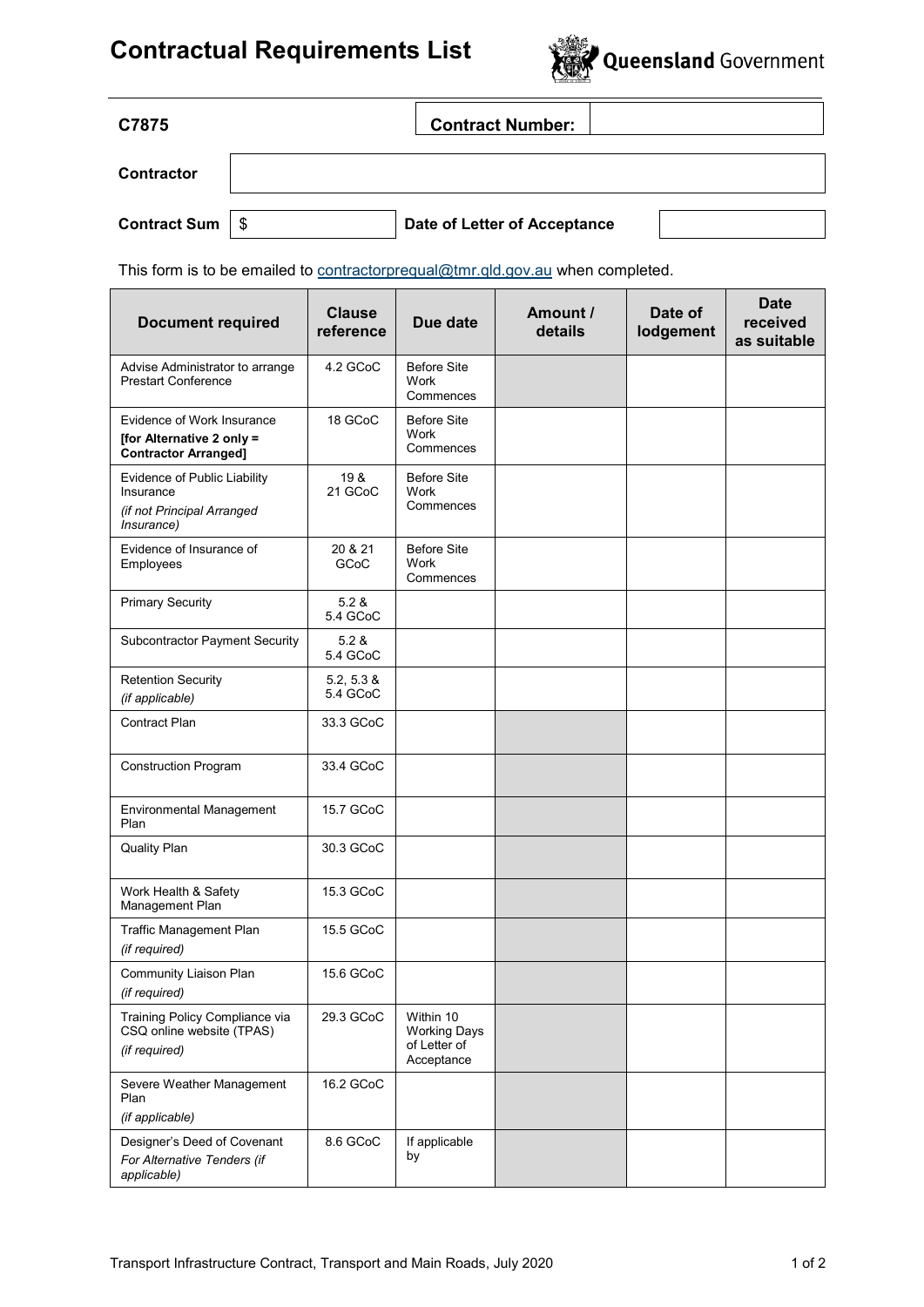# Contractual Requirements List

Queensland Government

| C7875 | | Contract Number: | |
|---|---|---|---|
| **Contractor** | | | |
| **Contract Sum** | $ | **Date of Letter of Acceptance** | |

This form is to be emailed to contractorprequal@tmr.qld.gov.au when completed.

| Document required | Clause reference | Due date | Amount / details | Date of lodgement | Date received as suitable |
|---|---|---|---|---|---|
| Advise Administrator to arrange Prestart Conference | 4.2 GCoC | Before Site Work Commences | | | |
| Evidence of Work Insurance **[for Alternative 2 only = Contractor Arranged]** | 18 GCoC | Before Site Work Commences | | | |
| Evidence of Public Liability Insurance *(if not Principal Arranged Insurance)* | 19 & 21 GCoC | Before Site Work Commences | | | |
| Evidence of Insurance of Employees | 20 & 21 GCoC | Before Site Work Commences | | | |
| Primary Security | 5.2 & 5.4 GCoC | | | | |
| Subcontractor Payment Security | 5.2 & 5.4 GCoC | | | | |
| Retention Security *(if applicable)* | 5.2, 5.3 & 5.4 GCoC | | | | |
| Contract Plan | 33.3 GCoC | | | | |
| Construction Program | 33.4 GCoC | | | | |
| Environmental Management Plan | 15.7 GCoC | | | | |
| Quality Plan | 30.3 GCoC | | | | |
| Work Health & Safety Management Plan | 15.3 GCoC | | | | |
| Traffic Management Plan *(if required)* | 15.5 GCoC | | | | |
| Community Liaison Plan *(if required)* | 15.6 GCoC | | | | |
| Training Policy Compliance via CSQ online website (TPAS) *(if required)* | 29.3 GCoC | Within 10 Working Days of Letter of Acceptance | | | |
| Severe Weather Management Plan *(if applicable)* | 16.2 GCoC | | | | |
| Designer's Deed of Covenant *For Alternative Tenders (if applicable)* | 8.6 GCoC | If applicable by | | | |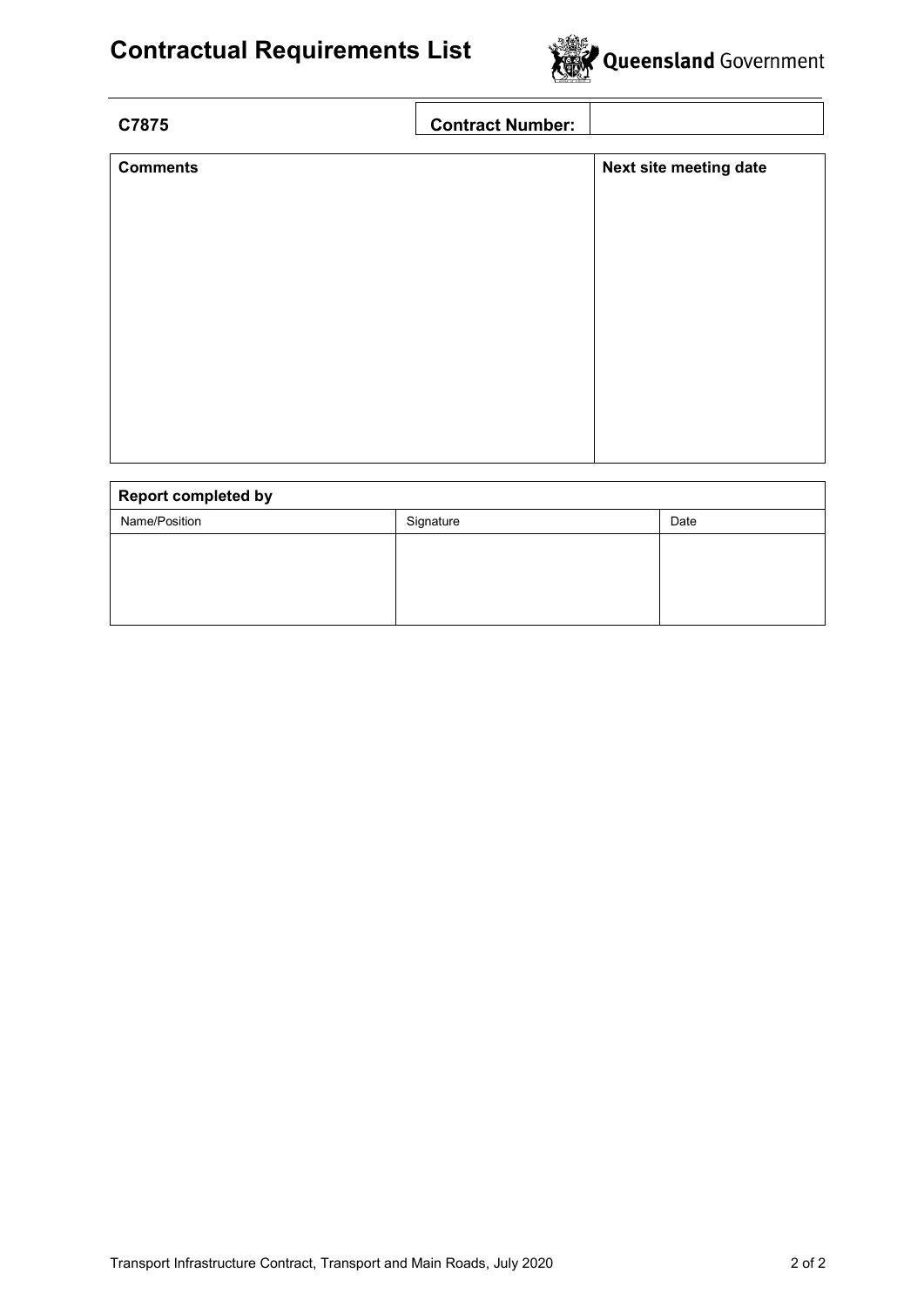# Contractual Requirements List

| C7875 | Contract Number: | |
|---|---|---|

| Comments | Next site meeting date |
|---|---|
| | |

| Report completed by | | |
|---|---|---|
| Name/Position | Signature | Date |
| | | |